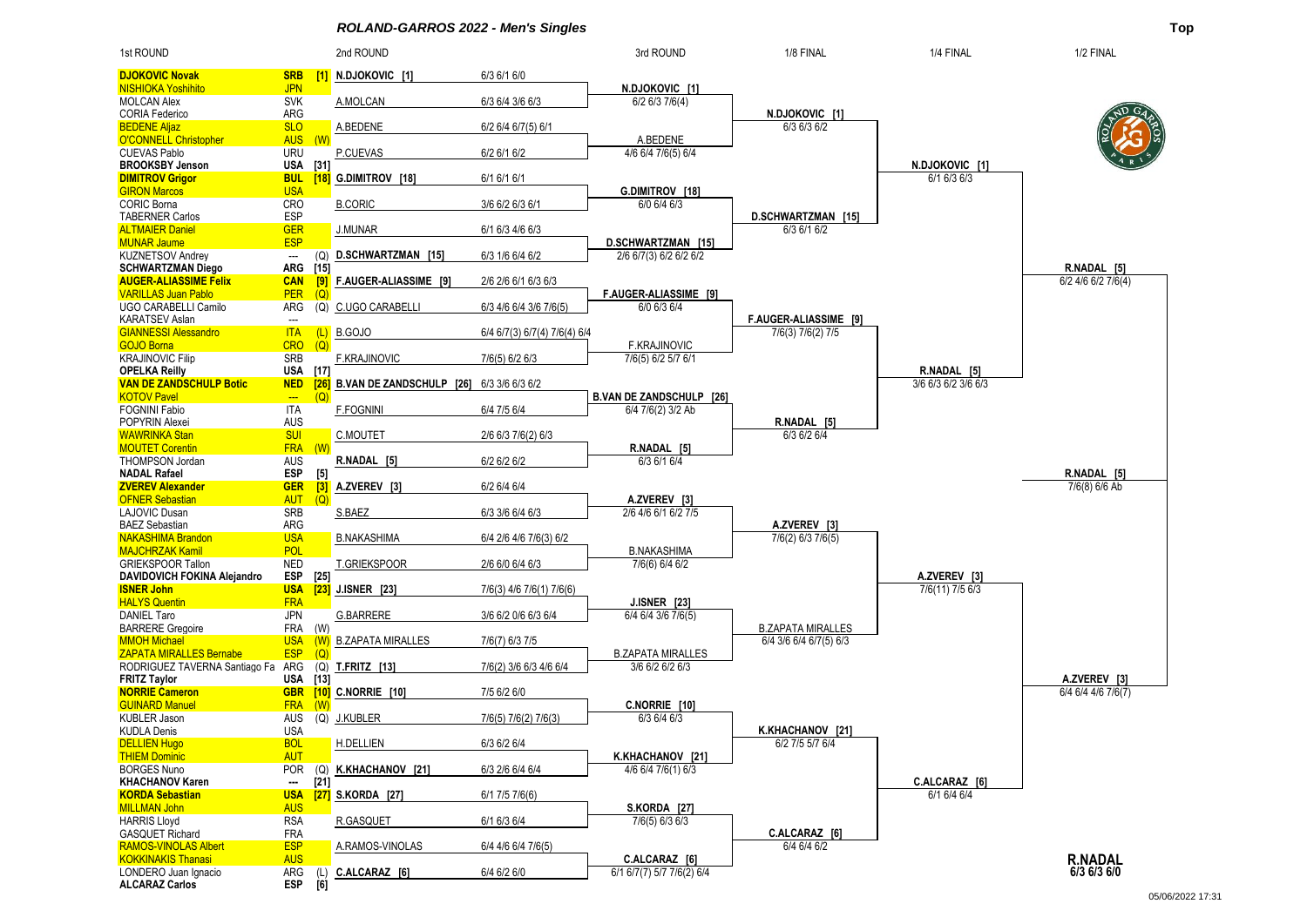# ROLAND-GARROS 2022 - Men's Singles

Top

## 1st Round

| Player | Country | Seed/Entry |
|---|---|---|
| DJOKOVIC Novak | SRB | [1] |
| NISHIOKA Yoshihito | JPN | |
| MOLCAN Alex | SVK | |
| CORIA Federico | ARG | |
| BEDENE Aljaz | SLO | |
| O'CONNELL Christopher | AUS | (W) |
| CUEVAS Pablo | URU | |
| BROOKSBY Jenson | USA | [31] |
| DIMITROV Grigor | BUL | [18] |
| GIRON Marcos | USA | |
| CORIC Borna | CRO | |
| TABERNER Carlos | ESP | |
| ALTMAIER Daniel | GER | |
| MUNAR Jaume | ESP | |
| KUZNETSOV Andrey | --- | (Q) |
| SCHWARTZMAN Diego | ARG | [15] |
| AUGER-ALIASSIME Felix | CAN | [9] |
| VARILLAS Juan Pablo | PER | (Q) |
| UGO CARABELLI Camilo | ARG | (Q) |
| KARATSEV Aslan | --- | |
| GIANNESSI Alessandro | ITA | (L) |
| GOJO Borna | CRO | (Q) |
| KRAJINOVIC Filip | SRB | |
| OPELKA Reilly | USA | [17] |
| VAN DE ZANDSCHULP Botic | NED | [26] |
| KOTOV Pavel | --- | (Q) |
| FOGNINI Fabio | ITA | |
| POPYRIN Alexei | AUS | |
| WAWRINKA Stan | SUI | |
| MOUTET Corentin | FRA | (W) |
| THOMPSON Jordan | AUS | |
| NADAL Rafael | ESP | [5] |
| ZVEREV Alexander | GER | [3] |
| OFNER Sebastian | AUT | (Q) |
| LAJOVIC Dusan | SRB | |
| BAEZ Sebastian | ARG | |
| NAKASHIMA Brandon | USA | |
| MAJCHRZAK Kamil | POL | |
| GRIEKSPOOR Tallon | NED | |
| DAVIDOVICH FOKINA Alejandro | ESP | [25] |
| ISNER John | USA | [23] |
| HALYS Quentin | FRA | |
| DANIEL Taro | JPN | |
| BARRERE Gregoire | FRA | (W) |
| MMOH Michael | USA | (W) |
| ZAPATA MIRALLES Bernabe | ESP | (Q) |
| RODRIGUEZ TAVERNA Santiago Fa | ARG | (Q) |
| FRITZ Taylor | USA | [13] |
| NORRIE Cameron | GBR | [10] |
| GUINARD Manuel | FRA | (W) |
| KUBLER Jason | AUS | (Q) |
| KUDLA Denis | USA | |
| DELLIEN Hugo | BOL | |
| THIEM Dominic | AUT | |
| BORGES Nuno | POR | (Q) |
| KHACHANOV Karen | --- | [21] |
| KORDA Sebastian | USA | [27] |
| MILLMAN John | AUS | |
| HARRIS Lloyd | RSA | |
| GASQUET Richard | FRA | |
| RAMOS-VINOLAS Albert | ESP | |
| KOKKINAKIS Thanasi | AUS | |
| LONDERO Juan Ignacio | ARG | (L) |
| ALCARAZ Carlos | ESP | [6] |

## 2nd Round

| Winner | Score |
|---|---|
| N.DJOKOVIC [1] | 6/3 6/1 6/0 |
| A.MOLCAN | 6/3 6/4 3/6 6/3 |
| A.BEDENE | 6/2 6/4 6/7(5) 6/1 |
| P.CUEVAS | 6/2 6/1 6/2 |
| G.DIMITROV [18] | 6/1 6/1 6/1 |
| B.CORIC | 3/6 6/2 6/3 6/1 |
| J.MUNAR | 6/1 6/3 4/6 6/3 |
| D.SCHWARTZMAN [15] | 6/3 1/6 6/4 6/2 |
| F.AUGER-ALIASSIME [9] | 2/6 2/6 6/1 6/3 6/3 |
| C.UGO CARABELLI | 6/3 4/6 6/4 3/6 7/6(5) |
| B.GOJO | 6/4 6/7(3) 6/7(4) 7/6(4) 6/4 |
| F.KRAJINOVIC | 7/6(5) 6/2 6/3 |
| B.VAN DE ZANDSCHULP [26] | 6/3 3/6 6/3 6/2 |
| F.FOGNINI | 6/4 7/5 6/4 |
| C.MOUTET | 2/6 6/3 7/6(2) 6/3 |
| R.NADAL [5] | 6/2 6/2 6/2 |
| A.ZVEREV [3] | 6/2 6/4 6/4 |
| S.BAEZ | 6/3 3/6 6/4 6/3 |
| B.NAKASHIMA | 6/4 2/6 4/6 7/6(3) 6/2 |
| T.GRIEKSPOOR | 2/6 6/0 6/4 6/3 |
| J.ISNER [23] | 7/6(3) 4/6 7/6(1) 7/6(6) |
| G.BARRERE | 3/6 6/2 0/6 6/3 6/4 |
| B.ZAPATA MIRALLES | 7/6(7) 6/3 7/5 |
| T.FRITZ [13] | 7/6(2) 3/6 6/3 4/6 6/4 |
| C.NORRIE [10] | 7/5 6/2 6/0 |
| J.KUBLER | 7/6(5) 7/6(2) 7/6(3) |
| H.DELLIEN | 6/3 6/2 6/4 |
| K.KHACHANOV [21] | 6/3 2/6 6/4 6/4 |
| S.KORDA [27] | 6/1 7/5 7/6(6) |
| R.GASQUET | 6/1 6/3 6/4 |
| A.RAMOS-VINOLAS | 6/4 4/6 6/4 7/6(5) |
| C.ALCARAZ [6] | 6/4 6/2 6/0 |

## 3rd Round

| Winner | Score |
|---|---|
| N.DJOKOVIC [1] | 6/2 6/3 7/6(4) |
| A.BEDENE | 4/6 6/4 7/6(5) 6/4 |
| G.DIMITROV [18] | 6/0 6/4 6/3 |
| D.SCHWARTZMAN [15] | 2/6 6/7(3) 6/2 6/2 6/2 |
| F.AUGER-ALIASSIME [9] | 6/0 6/3 6/4 |
| F.KRAJINOVIC | 7/6(5) 6/2 5/7 6/1 |
| B.VAN DE ZANDSCHULP [26] | 6/4 7/6(2) 3/2 Ab |
| R.NADAL [5] | 6/3 6/1 6/4 |
| A.ZVEREV [3] | 2/6 4/6 6/1 6/2 7/5 |
| B.NAKASHIMA | 7/6(6) 6/4 6/2 |
| J.ISNER [23] | 6/4 6/4 3/6 7/6(5) |
| B.ZAPATA MIRALLES | 3/6 6/2 6/2 6/3 |
| C.NORRIE [10] | 6/3 6/4 6/3 |
| K.KHACHANOV [21] | 4/6 6/4 7/6(1) 6/3 |
| S.KORDA [27] | 7/6(5) 6/3 6/3 |
| C.ALCARAZ [6] | 6/1 6/7(7) 5/7 7/6(2) 6/4 |

## 1/8 Final

| Winner | Score |
|---|---|
| N.DJOKOVIC [1] | 6/3 6/3 6/2 |
| D.SCHWARTZMAN [15] | 6/3 6/1 6/2 |
| F.AUGER-ALIASSIME [9] | 7/6(3) 7/6(2) 7/5 |
| R.NADAL [5] | 6/3 6/2 6/4 |
| A.ZVEREV [3] | 7/6(2) 6/3 7/6(5) |
| B.ZAPATA MIRALLES | 6/4 3/6 6/4 6/7(5) 6/3 |
| K.KHACHANOV [21] | 6/2 7/5 5/7 6/4 |
| C.ALCARAZ [6] | 6/4 6/4 6/2 |

## 1/4 Final

| Winner | Score |
|---|---|
| N.DJOKOVIC [1] | 6/1 6/3 6/3 |
| R.NADAL [5] | 3/6 6/3 6/2 3/6 6/3 |
| A.ZVEREV [3] | 7/6(11) 7/5 6/3 |
| C.ALCARAZ [6] | 6/1 6/4 6/4 |

## 1/2 Final

| Winner | Score |
|---|---|
| R.NADAL [5] | 6/2 4/6 6/2 7/6(4) |
| A.ZVEREV [3] | 6/4 6/4 4/6 7/6(7) |

## Final

| Winner | Score |
|---|---|
| R.NADAL [5] | 7/6(8) 6/6 Ab |

**R.NADAL**
**6/3 6/3 6/0**

05/06/2022 17:31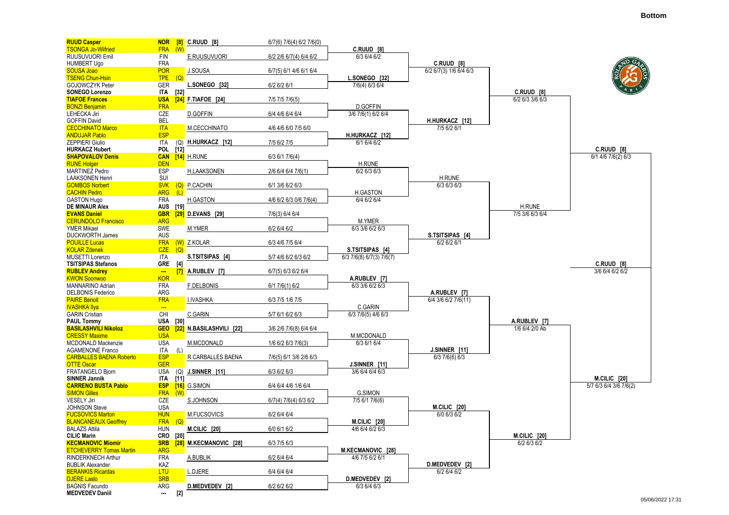# Bottom

## First Round

| Player | Nat | Seed/Entry | Winner | Score |
|---|---|---|---|---|
| RUUD Casper | NOR | [8] | C.RUUD [8] | 6/7(6) 7/6(4) 6/2 7/6(0) |
| TSONGA Jo-Wilfried | FRA | (W) | | |
| RUUSUVUORI Emil | FIN | | E.RUUSUVUORI | 6/2 2/6 6/7(4) 6/4 6/2 |
| HUMBERT Ugo | FRA | | | |
| SOUSA Joao | POR | | J.SOUSA | 6/7(5) 6/1 4/6 6/1 6/4 |
| TSENG Chun-Hsin | TPE | (Q) | | |
| GOJOWCZYK Peter | GER | | L.SONEGO [32] | 6/2 6/2 6/1 |
| SONEGO Lorenzo | ITA | [32] | | |
| TIAFOE Frances | USA | [24] | F.TIAFOE [24] | 7/5 7/5 7/6(5) |
| BONZI Benjamin | FRA | | | |
| LEHECKA Jiri | CZE | | D.GOFFIN | 6/4 4/6 6/4 6/4 |
| GOFFIN David | BEL | | | |
| CECCHINATO Marco | ITA | | M.CECCHINATO | 4/6 4/6 6/0 7/5 6/0 |
| ANDUJAR Pablo | ESP | | | |
| ZEPPIERI Giulio | ITA | (Q) | H.HURKACZ [12] | 7/5 6/2 7/5 |
| HURKACZ Hubert | POL | [12] | | |
| SHAPOVALOV Denis | CAN | [14] | H.RUNE | 6/3 6/1 7/6(4) |
| RUNE Holger | DEN | | | |
| MARTINEZ Pedro | ESP | | H.LAAKSONEN | 2/6 6/4 6/4 7/6(1) |
| LAAKSONEN Henri | SUI | | | |
| GOMBOS Norbert | SVK | (Q) | P.CACHIN | 6/1 3/6 6/2 6/3 |
| CACHIN Pedro | ARG | (L) | | |
| GASTON Hugo | FRA | | H.GASTON | 4/6 6/2 6/3 0/6 7/6(4) |
| DE MINAUR Alex | AUS | [19] | | |
| EVANS Daniel | GBR | [29] | D.EVANS [29] | 7/6(3) 6/4 6/4 |
| CERUNDOLO Francisco | ARG | | | |
| YMER Mikael | SWE | | M.YMER | 6/2 6/4 6/2 |
| DUCKWORTH James | AUS | | | |
| POUILLE Lucas | FRA | (W) | Z.KOLAR | 6/3 4/6 7/5 6/4 |
| KOLAR Zdenek | CZE | (Q) | | |
| MUSETTI Lorenzo | ITA | | S.TSITSIPAS [4] | 5/7 4/6 6/2 6/3 6/2 |
| TSITSIPAS Stefanos | GRE | [4] | | |
| RUBLEV Andrey | --- | [7] | A.RUBLEV [7] | 6/7(5) 6/3 6/2 6/4 |
| KWON Soonwoo | KOR | | | |
| MANNARINO Adrian | FRA | | F.DELBONIS | 6/1 7/6(1) 6/2 |
| DELBONIS Federico | ARG | | | |
| PAIRE Benoit | FRA | | I.IVASHKA | 6/3 7/5 1/6 7/5 |
| IVASHKA Ilya | --- | | | |
| GARIN Cristian | CHI | | C.GARIN | 5/7 6/1 6/2 6/3 |
| PAUL Tommy | USA | [30] | | |
| BASILASHVILI Nikoloz | GEO | [22] | N.BASILASHVILI [22] | 3/6 2/6 7/6(8) 6/4 6/4 |
| CRESSY Maxime | USA | | | |
| MCDONALD Mackenzie | USA | | M.MCDONALD | 1/6 6/2 6/3 7/6(3) |
| AGAMENONE Franco | ITA | (L) | | |
| CARBALLES BAENA Roberto | ESP | | R.CARBALLES BAENA | 7/6(5) 6/1 3/6 2/6 6/3 |
| OTTE Oscar | GER | | | |
| FRATANGELO Bjorn | USA | (Q) | J.SINNER [11] | 6/3 6/2 6/3 |
| SINNER Jannik | ITA | [11] | | |
| CARRENO BUSTA Pablo | ESP | [16] | G.SIMON | 6/4 6/4 4/6 1/6 6/4 |
| SIMON Gilles | FRA | (W) | | |
| VESELY Jiri | CZE | | S.JOHNSON | 6/7(4) 7/6(4) 6/3 6/2 |
| JOHNSON Steve | USA | | | |
| FUCSOVICS Marton | HUN | | M.FUCSOVICS | 6/2 6/4 6/4 |
| BLANCANEAUX Geoffrey | FRA | (Q) | | |
| BALAZS Attila | HUN | | M.CILIC [20] | 6/0 6/1 6/2 |
| CILIC Marin | CRO | [20] | | |
| KECMANOVIC Miomir | SRB | [28] | M.KECMANOVIC [28] | 6/3 7/5 6/3 |
| ETCHEVERRY Tomas Martin | ARG | | | |
| RINDERKNECH Arthur | FRA | | A.BUBLIK | 6/2 6/4 6/4 |
| BUBLIK Alexander | KAZ | | | |
| BERANKIS Ricardas | LTU | | L.DJERE | 6/4 6/4 6/4 |
| DJERE Laslo | SRB | | | |
| BAGNIS Facundo | ARG | | D.MEDVEDEV [2] | 6/2 6/2 6/2 |
| MEDVEDEV Daniil | --- | [2] | | |

## Second Round

| Winner | Score |
|---|---|
| C.RUUD [8] | 6/3 6/4 6/2 |
| L.SONEGO [32] | 7/6(4) 6/3 6/4 |
| D.GOFFIN | 3/6 7/6(1) 6/2 6/4 |
| H.HURKACZ [12] | 6/1 6/4 6/2 |
| H.RUNE | 6/2 6/3 6/3 |
| H.GASTON | 6/4 6/2 6/4 |
| M.YMER | 6/3 3/6 6/2 6/3 |
| S.TSITSIPAS [4] | 6/3 7/6(8) 6/7(3) 7/6(7) |
| A.RUBLEV [7] | 6/3 3/6 6/2 6/3 |
| C.GARIN | 6/3 7/6(5) 4/6 6/3 |
| M.MCDONALD | 6/3 6/1 6/4 |
| J.SINNER [11] | 3/6 6/4 6/4 6/3 |
| G.SIMON | 7/5 6/1 7/6(6) |
| M.CILIC [20] | 4/6 6/4 6/2 6/3 |
| M.KECMANOVIC [28] | 4/6 7/5 6/2 6/1 |
| D.MEDVEDEV [2] | 6/3 6/4 6/3 |

## Third Round

| Winner | Score |
|---|---|
| C.RUUD [8] | 6/2 6/7(3) 1/6 6/4 6/3 |
| H.HURKACZ [12] | 7/5 6/2 6/1 |
| H.RUNE | 6/3 6/3 6/3 |
| S.TSITSIPAS [4] | 6/2 6/2 6/1 |
| A.RUBLEV [7] | 6/4 3/6 6/2 7/6(11) |
| J.SINNER [11] | 6/3 7/6(6) 6/3 |
| M.CILIC [20] | 6/0 6/3 6/2 |
| D.MEDVEDEV [2] | 6/2 6/4 6/2 |

## Fourth Round

| Winner | Score |
|---|---|
| C.RUUD [8] | 6/2 6/3 3/6 6/3 |
| H.RUNE | 7/5 3/6 6/3 6/4 |
| A.RUBLEV [7] | 1/6 6/4 2/0 Ab |
| M.CILIC [20] | 6/2 6/3 6/2 |

## Quarter-finals

| Winner | Score |
|---|---|
| C.RUUD [8] | 6/1 4/6 7/6(2) 6/3 |
| M.CILIC [20] | 5/7 6/3 6/4 3/6 7/6(2) |

## Semi-final

| Winner | Score |
|---|---|
| C.RUUD [8] | 3/6 6/4 6/2 6/2 |

05/06/2022 17:31